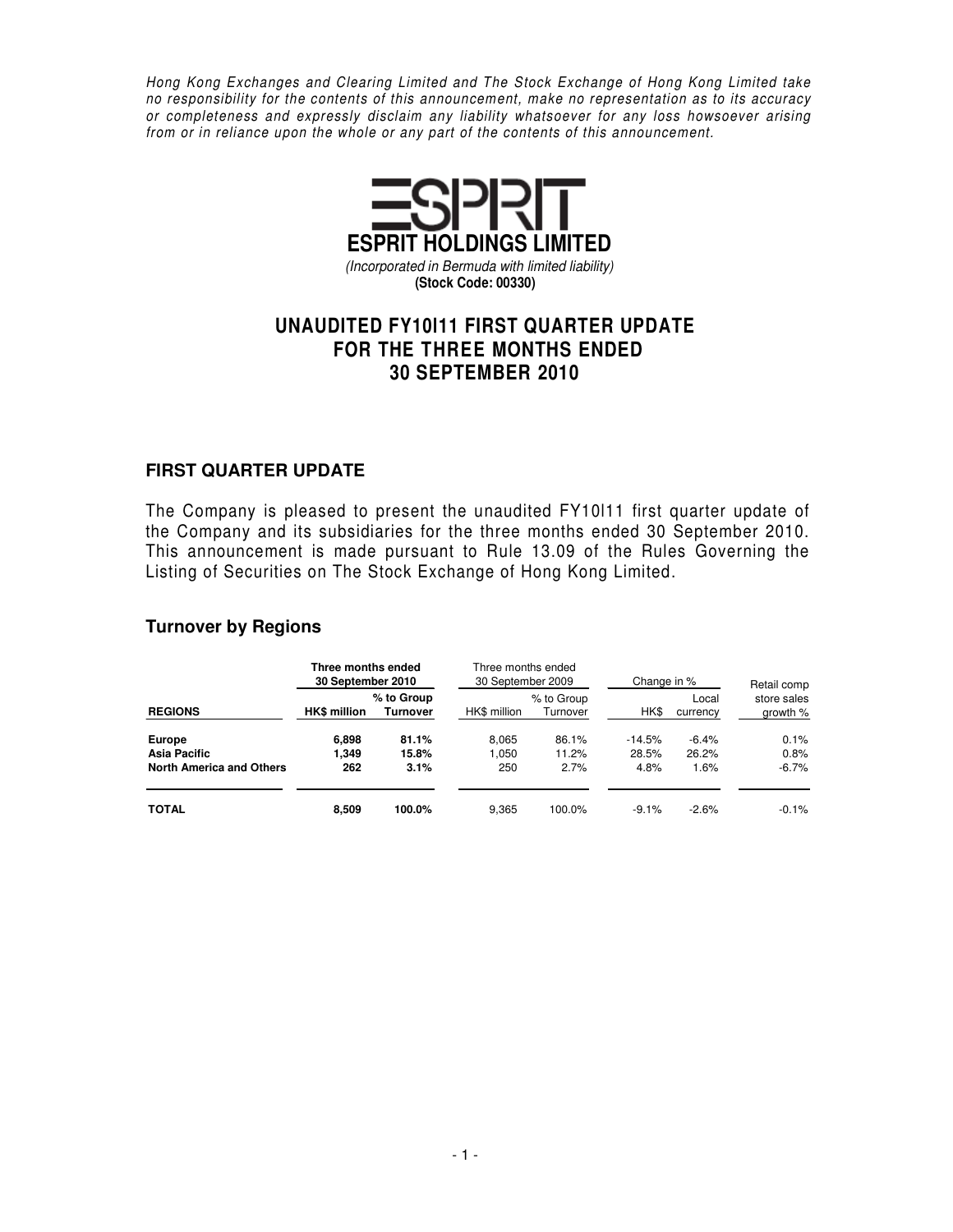*Hong Kong Exchanges and Clearing Limited and The Stock Exchange of Hong Kong Limited take no responsibility for the contents of this announcement, make no representation as to its accuracy or completeness and expressly disclaim any liability whatsoever for any loss howsoever arising from or in reliance upon the whole or any part of the contents of this announcement.*

**ESPRIT HOLDINGS LIMITED**

*(Incorporated in Bermuda with limited liability)*

**(Stock Code: 00330)**

# UNAUDITED FY10I11 FIRST QUARTER UPDATE FOR THE THREE MONTHS ENDED 30 SEPTEMBER 2010

## FIRST QUARTER UPDATE

The Company is pleased to present the unaudited FY10I11 first quarter update of the Company and its subsidiaries for the three months ended 30 September 2010. This announcement is made pursuant to Rule 13.09 of the Rules Governing the Listing of Securities on The Stock Exchange of Hong Kong Limited.

## Turnover by Regions

| | **Three months ended 30 September 2010** | | Three months ended 30 September 2009 | | Change in % | | Retail comp |
|---|---|---|---|---|---|---|---|
| **REGIONS** | **HK$ million** | **% to Group Turnover** | HK$ million | % to Group Turnover | HK$ | Local currency | store sales growth % |
| **Europe** | **6,898** | **81.1%** | 8,065 | 86.1% | -14.5% | -6.4% | 0.1% |
| **Asia Pacific** | **1,349** | **15.8%** | 1,050 | 11.2% | 28.5% | 26.2% | 0.8% |
| **North America and Others** | **262** | **3.1%** | 250 | 2.7% | 4.8% | 1.6% | -6.7% |
| **TOTAL** | **8,509** | **100.0%** | 9,365 | 100.0% | -9.1% | -2.6% | -0.1% |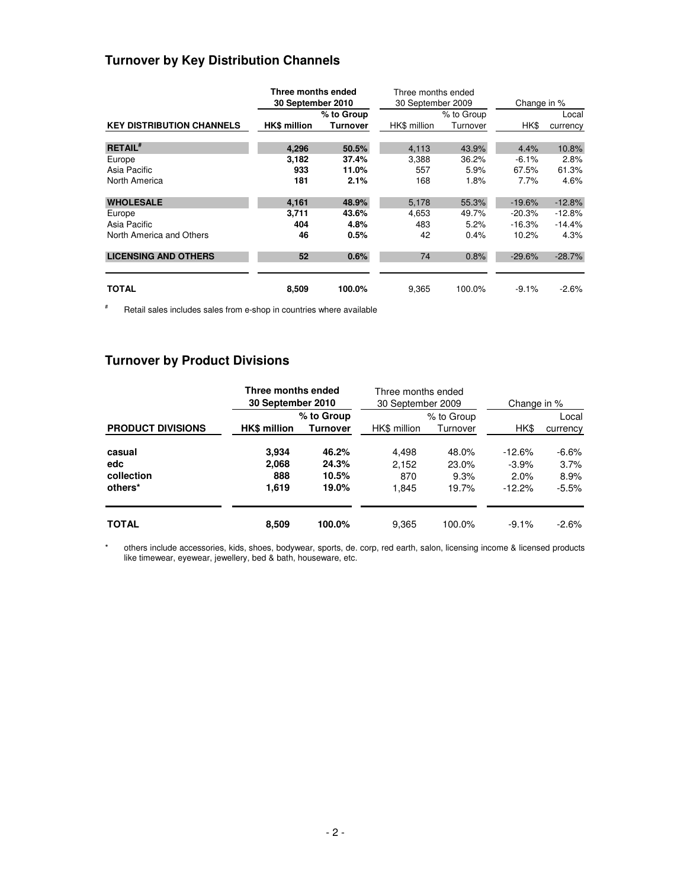## Turnover by Key Distribution Channels

| KEY DISTRIBUTION CHANNELS | Three months ended 30 September 2010 | | Three months ended 30 September 2009 | | Change in % | |
|---|---|---|---|---|---|---|
| | **HK$ million** | **% to Group Turnover** | HK$ million | % to Group Turnover | HK$ | Local currency |
| **RETAIL#** | **4,296** | **50.5%** | 4,113 | 43.9% | 4.4% | 10.8% |
| Europe | **3,182** | **37.4%** | 3,388 | 36.2% | -6.1% | 2.8% |
| Asia Pacific | **933** | **11.0%** | 557 | 5.9% | 67.5% | 61.3% |
| North America | **181** | **2.1%** | 168 | 1.8% | 7.7% | 4.6% |
| **WHOLESALE** | **4,161** | **48.9%** | 5,178 | 55.3% | -19.6% | -12.8% |
| Europe | **3,711** | **43.6%** | 4,653 | 49.7% | -20.3% | -12.8% |
| Asia Pacific | **404** | **4.8%** | 483 | 5.2% | -16.3% | -14.4% |
| North America and Others | **46** | **0.5%** | 42 | 0.4% | 10.2% | 4.3% |
| **LICENSING AND OTHERS** | **52** | **0.6%** | 74 | 0.8% | -29.6% | -28.7% |
| **TOTAL** | **8,509** | **100.0%** | 9,365 | 100.0% | -9.1% | -2.6% |

\# Retail sales includes sales from e-shop in countries where available

## Turnover by Product Divisions

| PRODUCT DIVISIONS | Three months ended 30 September 2010 | | Three months ended 30 September 2009 | | Change in % | |
|---|---|---|---|---|---|---|
| | **HK$ million** | **% to Group Turnover** | HK$ million | % to Group Turnover | HK$ | Local currency |
| **casual** | **3,934** | **46.2%** | 4,498 | 48.0% | -12.6% | -6.6% |
| **edc** | **2,068** | **24.3%** | 2,152 | 23.0% | -3.9% | 3.7% |
| **collection** | **888** | **10.5%** | 870 | 9.3% | 2.0% | 8.9% |
| **others*** | **1,619** | **19.0%** | 1,845 | 19.7% | -12.2% | -5.5% |
| **TOTAL** | **8,509** | **100.0%** | 9,365 | 100.0% | -9.1% | -2.6% |

\* others include accessories, kids, shoes, bodywear, sports, de. corp, red earth, salon, licensing income & licensed products like timewear, eyewear, jewellery, bed & bath, houseware, etc.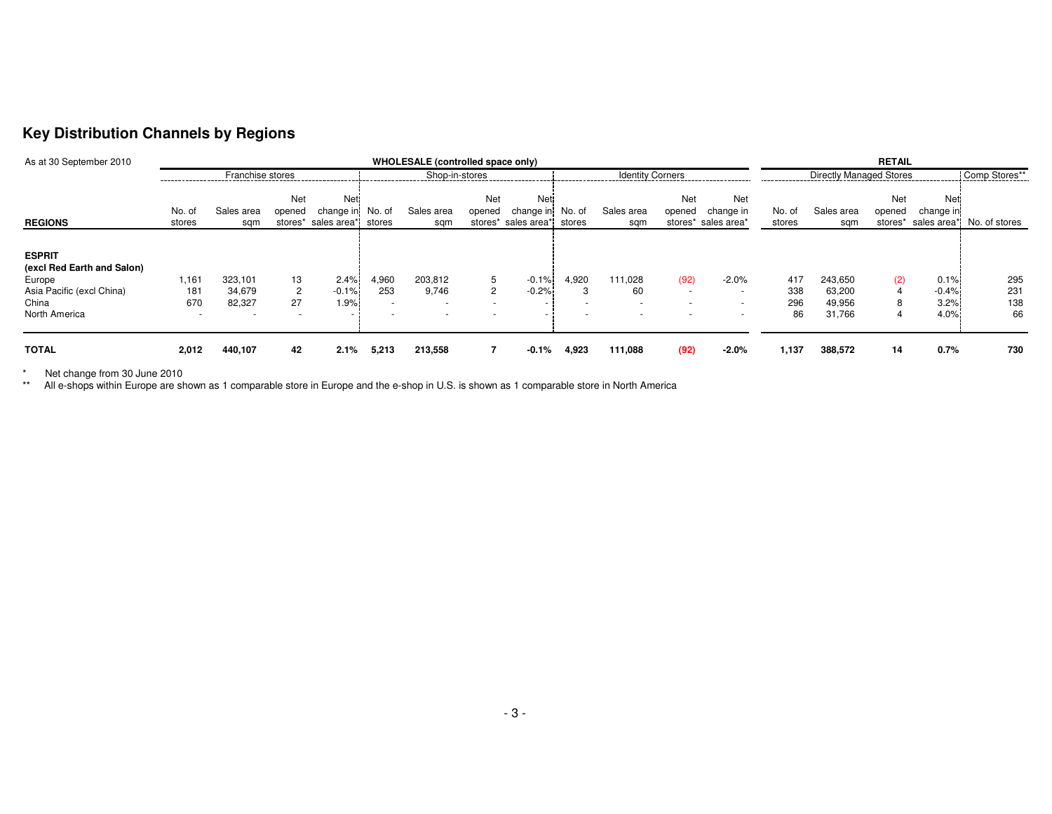## Key Distribution Channels by Regions

| As at 30 September 2010 | WHOLESALE (controlled space only) | | | | | | | | | | | | RETAIL | | | | |
|---|---|---|---|---|---|---|---|---|---|---|---|---|---|---|---|---|---|
| | Franchise stores | | | | Shop-in-stores | | | | Identity Corners | | | | Directly Managed Stores | | | | Comp Stores** |
| REGIONS | No. of stores | Sales area sqm | Net opened stores* | Net change in sales area* | No. of stores | Sales area sqm | Net opened stores* | Net change in sales area* | No. of stores | Sales area sqm | Net opened stores* | Net change in sales area* | No. of stores | Sales area sqm | Net opened stores* | Net change in sales area* | No. of stores |
| **ESPRIT (excl Red Earth and Salon)** | | | | | | | | | | | | | | | | | |
| Europe | 1,161 | 323,101 | 13 | 2.4% | 4,960 | 203,812 | 5 | -0.1% | 4,920 | 111,028 | (92) | -2.0% | 417 | 243,650 | (2) | 0.1% | 295 |
| Asia Pacific (excl China) | 181 | 34,679 | 2 | -0.1% | 253 | 9,746 | 2 | -0.2% | 3 | 60 | - | - | 338 | 63,200 | 4 | -0.4% | 231 |
| China | 670 | 82,327 | 27 | 1.9% | - | - | - | - | - | - | - | - | 296 | 49,956 | 8 | 3.2% | 138 |
| North America | - | - | - | - | - | - | - | - | - | - | - | - | 86 | 31,766 | 4 | 4.0% | 66 |
| **TOTAL** | **2,012** | **440,107** | **42** | **2.1%** | **5,213** | **213,558** | **7** | **-0.1%** | **4,923** | **111,088** | **(92)** | **-2.0%** | **1,137** | **388,572** | **14** | **0.7%** | **730** |

\* Net change from 30 June 2010

\** All e-shops within Europe are shown as 1 comparable store in Europe and the e-shop in U.S. is shown as 1 comparable store in North America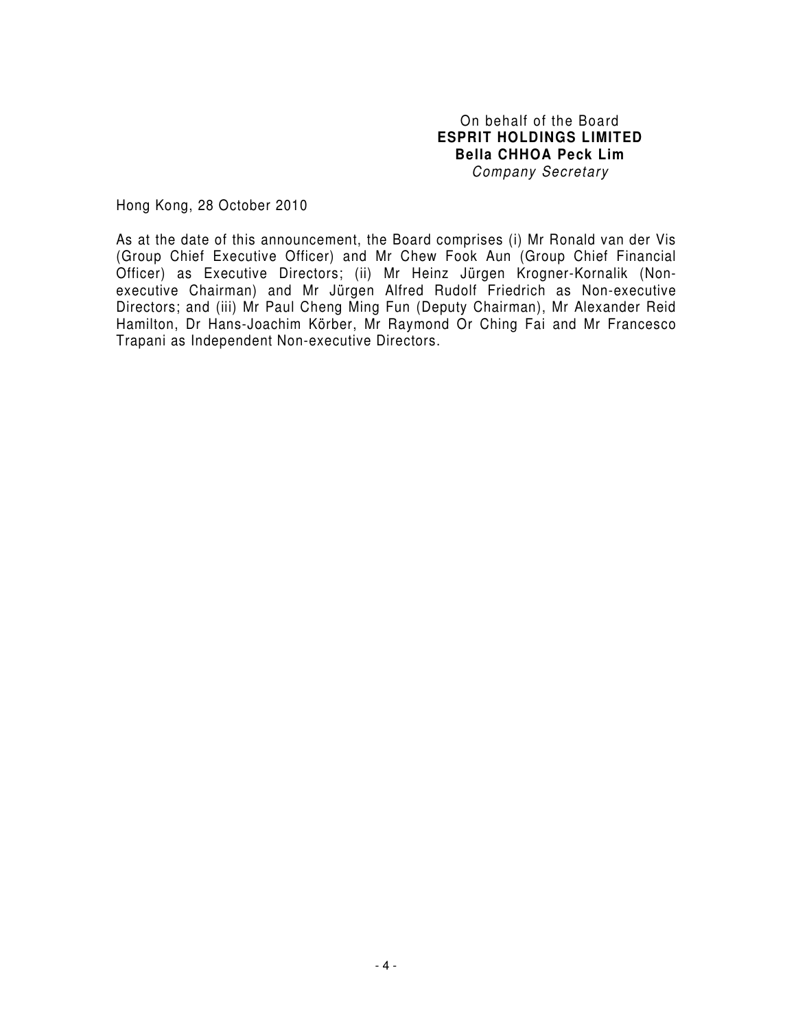On behalf of the Board
**ESPRIT HOLDINGS LIMITED**
**Bella CHHOA Peck Lim**
*Company Secretary*

Hong Kong, 28 October 2010

As at the date of this announcement, the Board comprises (i) Mr Ronald van der Vis (Group Chief Executive Officer) and Mr Chew Fook Aun (Group Chief Financial Officer) as Executive Directors; (ii) Mr Heinz Jürgen Krogner-Kornalik (Non-executive Chairman) and Mr Jürgen Alfred Rudolf Friedrich as Non-executive Directors; and (iii) Mr Paul Cheng Ming Fun (Deputy Chairman), Mr Alexander Reid Hamilton, Dr Hans-Joachim Körber, Mr Raymond Or Ching Fai and Mr Francesco Trapani as Independent Non-executive Directors.